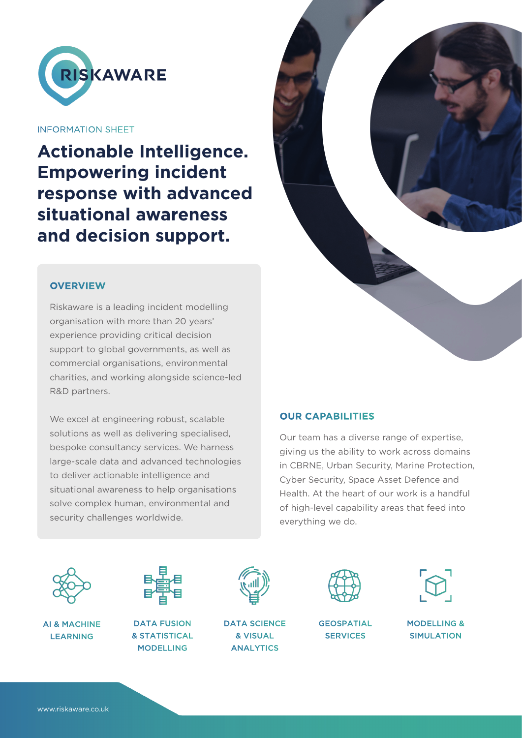RISKAWARE

INFORMATION SHEET

# Actionable Intelligence. Empowering incident response with advanced situational awareness and decision support.

## OVERVIEW

Riskaware is a leading incident modelling organisation with more than 20 years' experience providing critical decision support to global governments, as well as commercial organisations, environmental charities, and working alongside science-led R&D partners.

We excel at engineering robust, scalable solutions as well as delivering specialised, bespoke consultancy services. We harness large-scale data and advanced technologies to deliver actionable intelligence and situational awareness to help organisations solve complex human, environmental and security challenges worldwide.

## OUR CAPABILITIES

Our team has a diverse range of expertise, giving us the ability to work across domains in CBRNE, Urban Security, Marine Protection, Cyber Security, Space Asset Defence and Health. At the heart of our work is a handful of high-level capability areas that feed into everything we do.

- AI & MACHINE LEARNING
- DATA FUSION & STATISTICAL MODELLING
- DATA SCIENCE & VISUAL ANALYTICS
- GEOSPATIAL SERVICES
- MODELLING & SIMULATION

www.riskaware.co.uk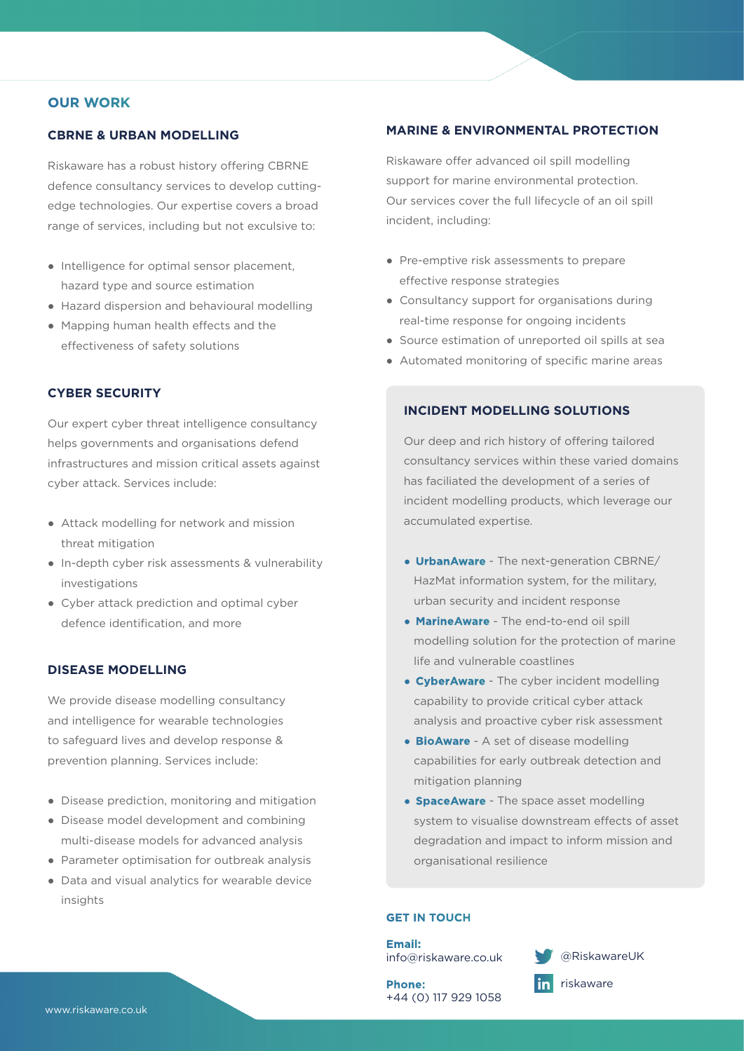## OUR WORK

### CBRNE & URBAN MODELLING

Riskaware has a robust history offering CBRNE defence consultancy services to develop cutting-edge technologies. Our expertise covers a broad range of services, including but not exculsive to:

- Intelligence for optimal sensor placement, hazard type and source estimation
- Hazard dispersion and behavioural modelling
- Mapping human health effects and the effectiveness of safety solutions

### CYBER SECURITY

Our expert cyber threat intelligence consultancy helps governments and organisations defend infrastructures and mission critical assets against cyber attack. Services include:

- Attack modelling for network and mission threat mitigation
- In-depth cyber risk assessments & vulnerability investigations
- Cyber attack prediction and optimal cyber defence identification, and more

### DISEASE MODELLING

We provide disease modelling consultancy and intelligence for wearable technologies to safeguard lives and develop response & prevention planning. Services include:

- Disease prediction, monitoring and mitigation
- Disease model development and combining multi-disease models for advanced analysis
- Parameter optimisation for outbreak analysis
- Data and visual analytics for wearable device insights

### MARINE & ENVIRONMENTAL PROTECTION

Riskaware offer advanced oil spill modelling support for marine environmental protection. Our services cover the full lifecycle of an oil spill incident, including:

- Pre-emptive risk assessments to prepare effective response strategies
- Consultancy support for organisations during real-time response for ongoing incidents
- Source estimation of unreported oil spills at sea
- Automated monitoring of specific marine areas

### INCIDENT MODELLING SOLUTIONS

Our deep and rich history of offering tailored consultancy services within these varied domains has faciliated the development of a series of incident modelling products, which leverage our accumulated expertise.

- **UrbanAware** - The next-generation CBRNE/HazMat information system, for the military, urban security and incident response
- **MarineAware** - The end-to-end oil spill modelling solution for the protection of marine life and vulnerable coastlines
- **CyberAware** - The cyber incident modelling capability to provide critical cyber attack analysis and proactive cyber risk assessment
- **BioAware** - A set of disease modelling capabilities for early outbreak detection and mitigation planning
- **SpaceAware** - The space asset modelling system to visualise downstream effects of asset degradation and impact to inform mission and organisational resilience

### GET IN TOUCH

**Email:**
info@riskaware.co.uk

**Phone:**
+44 (0) 117 929 1058

@RiskawareUK

riskaware

www.riskaware.co.uk